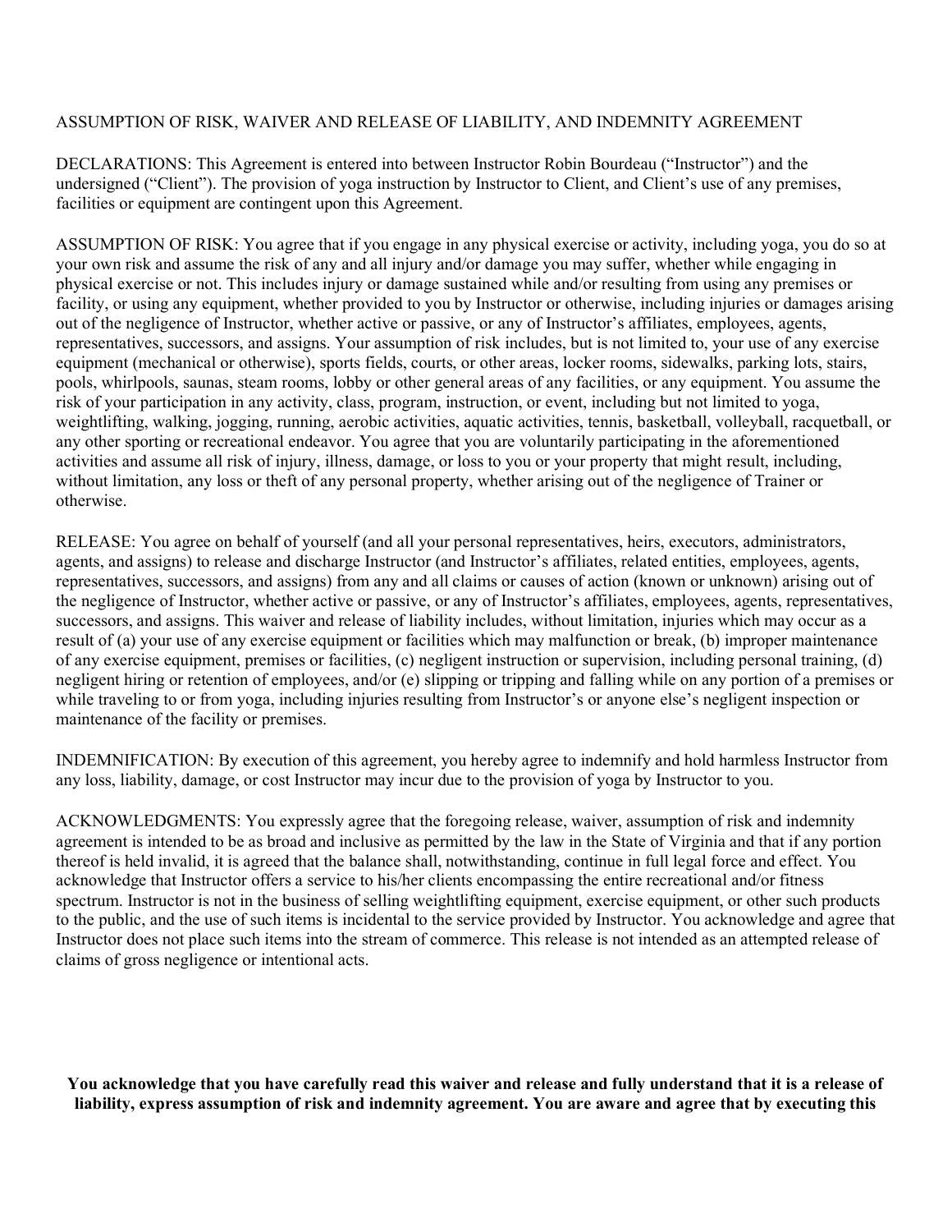# ASSUMPTION OF RISK, WAIVER AND RELEASE OF LIABILITY, AND INDEMNITY AGREEMENT

DECLARATIONS: This Agreement is entered into between Instructor Robin Bourdeau ("Instructor") and the undersigned ("Client"). The provision of yoga instruction by Instructor to Client, and Client's use of any premises, facilities or equipment are contingent upon this Agreement.

ASSUMPTION OF RISK: You agree that if you engage in any physical exercise or activity, including yoga, you do so at your own risk and assume the risk of any and all injury and/or damage you may suffer, whether while engaging in physical exercise or not. This includes injury or damage sustained while and/or resulting from using any premises or facility, or using any equipment, whether provided to you by Instructor or otherwise, including injuries or damages arising out of the negligence of Instructor, whether active or passive, or any of Instructor's affiliates, employees, agents, representatives, successors, and assigns. Your assumption of risk includes, but is not limited to, your use of any exercise equipment (mechanical or otherwise), sports fields, courts, or other areas, locker rooms, sidewalks, parking lots, stairs, pools, whirlpools, saunas, steam rooms, lobby or other general areas of any facilities, or any equipment. You assume the risk of your participation in any activity, class, program, instruction, or event, including but not limited to yoga, weightlifting, walking, jogging, running, aerobic activities, aquatic activities, tennis, basketball, volleyball, racquetball, or any other sporting or recreational endeavor. You agree that you are voluntarily participating in the aforementioned activities and assume all risk of injury, illness, damage, or loss to you or your property that might result, including, without limitation, any loss or theft of any personal property, whether arising out of the negligence of Trainer or otherwise.

RELEASE: You agree on behalf of yourself (and all your personal representatives, heirs, executors, administrators, agents, and assigns) to release and discharge Instructor (and Instructor's affiliates, related entities, employees, agents, representatives, successors, and assigns) from any and all claims or causes of action (known or unknown) arising out of the negligence of Instructor, whether active or passive, or any of Instructor's affiliates, employees, agents, representatives, successors, and assigns. This waiver and release of liability includes, without limitation, injuries which may occur as a result of (a) your use of any exercise equipment or facilities which may malfunction or break, (b) improper maintenance of any exercise equipment, premises or facilities, (c) negligent instruction or supervision, including personal training, (d) negligent hiring or retention of employees, and/or (e) slipping or tripping and falling while on any portion of a premises or while traveling to or from yoga, including injuries resulting from Instructor's or anyone else's negligent inspection or maintenance of the facility or premises.

INDEMNIFICATION: By execution of this agreement, you hereby agree to indemnify and hold harmless Instructor from any loss, liability, damage, or cost Instructor may incur due to the provision of yoga by Instructor to you.

ACKNOWLEDGMENTS: You expressly agree that the foregoing release, waiver, assumption of risk and indemnity agreement is intended to be as broad and inclusive as permitted by the law in the State of Virginia and that if any portion thereof is held invalid, it is agreed that the balance shall, notwithstanding, continue in full legal force and effect. You acknowledge that Instructor offers a service to his/her clients encompassing the entire recreational and/or fitness spectrum. Instructor is not in the business of selling weightlifting equipment, exercise equipment, or other such products to the public, and the use of such items is incidental to the service provided by Instructor. You acknowledge and agree that Instructor does not place such items into the stream of commerce. This release is not intended as an attempted release of claims of gross negligence or intentional acts.

**You acknowledge that you have carefully read this waiver and release and fully understand that it is a release of liability, express assumption of risk and indemnity agreement. You are aware and agree that by executing this**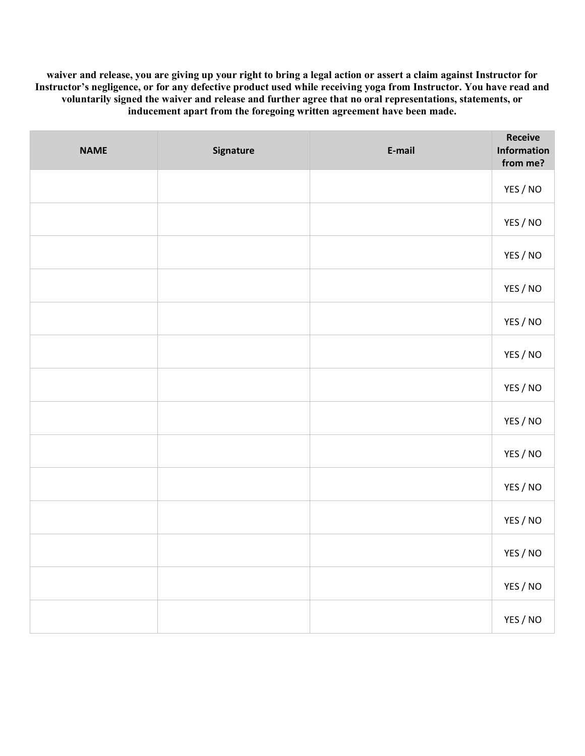**waiver and release, you are giving up your right to bring a legal action or assert a claim against Instructor for Instructor's negligence, or for any defective product used while receiving yoga from Instructor. You have read and voluntarily signed the waiver and release and further agree that no oral representations, statements, or inducement apart from the foregoing written agreement have been made.**

| NAME | Signature | E-mail | Receive Information from me? |
|---|---|---|---|
| | | | YES / NO |
| | | | YES / NO |
| | | | YES / NO |
| | | | YES / NO |
| | | | YES / NO |
| | | | YES / NO |
| | | | YES / NO |
| | | | YES / NO |
| | | | YES / NO |
| | | | YES / NO |
| | | | YES / NO |
| | | | YES / NO |
| | | | YES / NO |
| | | | YES / NO |